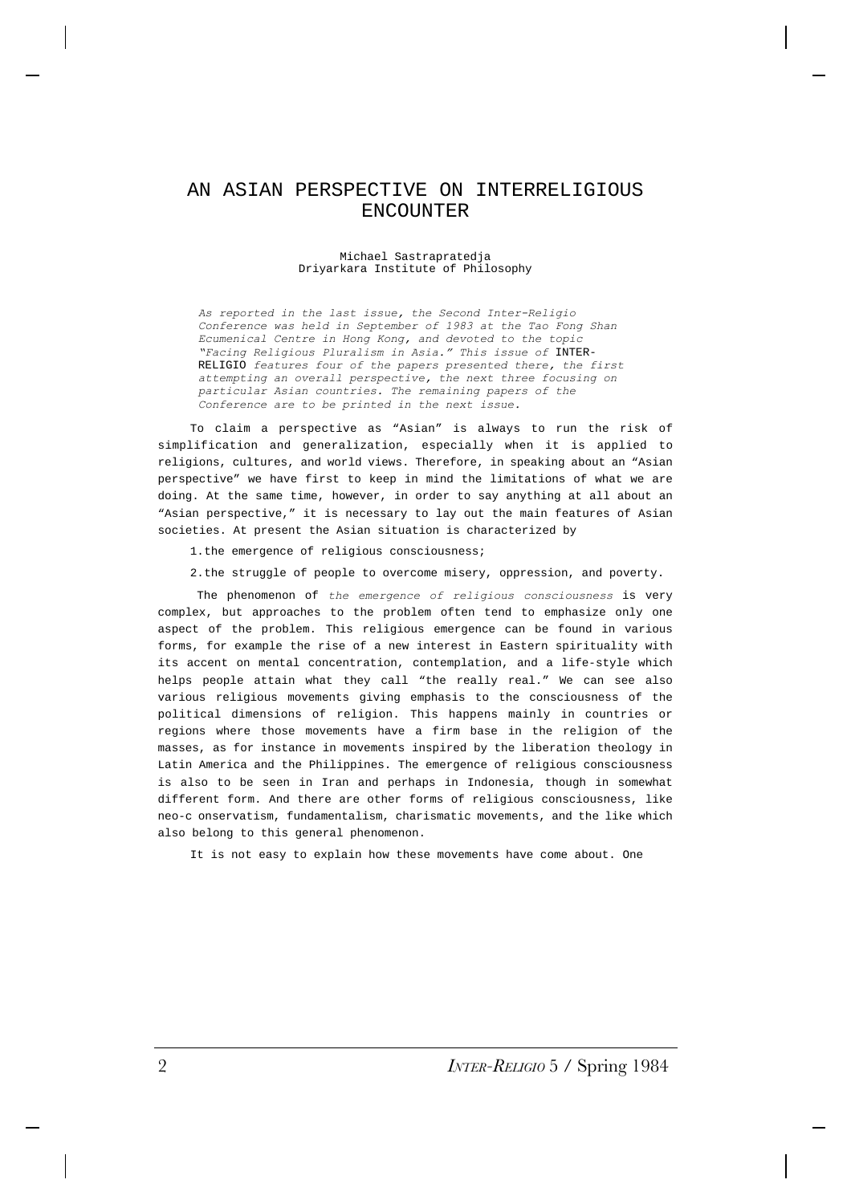# AN ASIAN PERSPECTIVE ON INTERRELIGIOUS ENCOUNTER

Michael Sastrapratedja
Driyarkara Institute of Philosophy

*As reported in the last issue, the Second Inter-Religio Conference was held in September of 1983 at the Tao Fong Shan Ecumenical Centre in Hong Kong, and devoted to the topic "Facing Religious Pluralism in Asia." This issue of* INTER-RELIGIO *features four of the papers presented there, the first attempting an overall perspective, the next three focusing on particular Asian countries. The remaining papers of the Conference are to be printed in the next issue.*

To claim a perspective as "Asian" is always to run the risk of simplification and generalization, especially when it is applied to religions, cultures, and world views. Therefore, in speaking about an "Asian perspective" we have first to keep in mind the limitations of what we are doing. At the same time, however, in order to say anything at all about an "Asian perspective," it is necessary to lay out the main features of Asian societies. At present the Asian situation is characterized by

1. the emergence of religious consciousness;
2. the struggle of people to overcome misery, oppression, and poverty.

The phenomenon of *the emergence of religious consciousness* is very complex, but approaches to the problem often tend to emphasize only one aspect of the problem. This religious emergence can be found in various forms, for example the rise of a new interest in Eastern spirituality with its accent on mental concentration, contemplation, and a life-style which helps people attain what they call "the really real." We can see also various religious movements giving emphasis to the consciousness of the political dimensions of religion. This happens mainly in countries or regions where those movements have a firm base in the religion of the masses, as for instance in movements inspired by the liberation theology in Latin America and the Philippines. The emergence of religious consciousness is also to be seen in Iran and perhaps in Indonesia, though in somewhat different form. And there are other forms of religious consciousness, like neo-conservatism, fundamentalism, charismatic movements, and the like which also belong to this general phenomenon.

It is not easy to explain how these movements have come about. One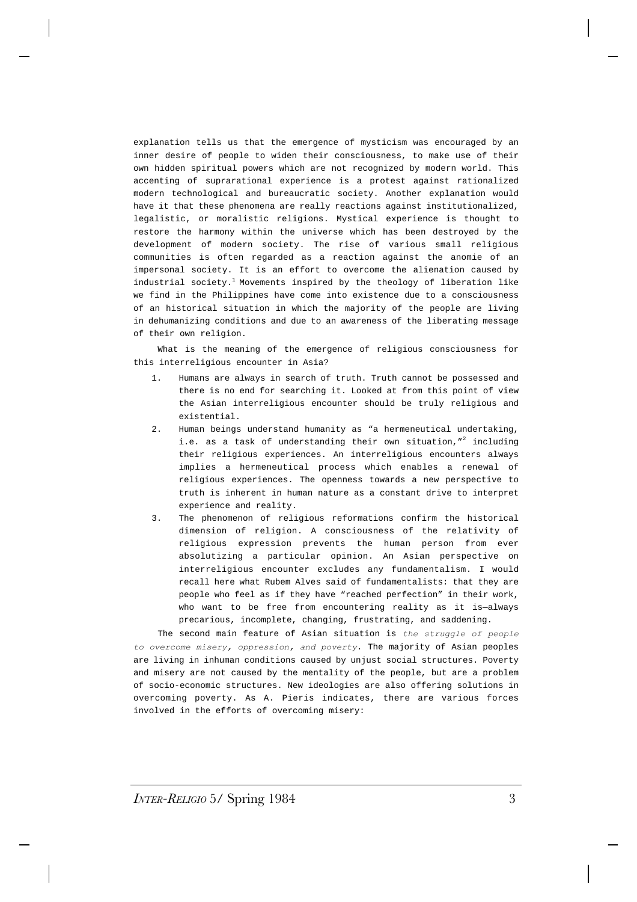explanation tells us that the emergence of mysticism was encouraged by an inner desire of people to widen their consciousness, to make use of their own hidden spiritual powers which are not recognized by modern world. This accenting of suprarational experience is a protest against rationalized modern technological and bureaucratic society. Another explanation would have it that these phenomena are really reactions against institutionalized, legalistic, or moralistic religions. Mystical experience is thought to restore the harmony within the universe which has been destroyed by the development of modern society. The rise of various small religious communities is often regarded as a reaction against the anomie of an impersonal society. It is an effort to overcome the alienation caused by industrial society.[1] Movements inspired by the theology of liberation like we find in the Philippines have come into existence due to a consciousness of an historical situation in which the majority of the people are living in dehumanizing conditions and due to an awareness of the liberating message of their own religion.

What is the meaning of the emergence of religious consciousness for this interreligious encounter in Asia?

1. Humans are always in search of truth. Truth cannot be possessed and there is no end for searching it. Looked at from this point of view the Asian interreligious encounter should be truly religious and existential.
2. Human beings understand humanity as "a hermeneutical undertaking, i.e. as a task of understanding their own situation,"[2] including their religious experiences. An interreligious encounters always implies a hermeneutical process which enables a renewal of religious experiences. The openness towards a new perspective to truth is inherent in human nature as a constant drive to interpret experience and reality.
3. The phenomenon of religious reformations confirm the historical dimension of religion. A consciousness of the relativity of religious expression prevents the human person from ever absolutizing a particular opinion. An Asian perspective on interreligious encounter excludes any fundamentalism. I would recall here what Rubem Alves said of fundamentalists: that they are people who feel as if they have "reached perfection" in their work, who want to be free from encountering reality as it is—always precarious, incomplete, changing, frustrating, and saddening.

The second main feature of Asian situation is *the struggle of people to overcome misery, oppression, and poverty*. The majority of Asian peoples are living in inhuman conditions caused by unjust social structures. Poverty and misery are not caused by the mentality of the people, but are a problem of socio-economic structures. New ideologies are also offering solutions in overcoming poverty. As A. Pieris indicates, there are various forces involved in the efforts of overcoming misery: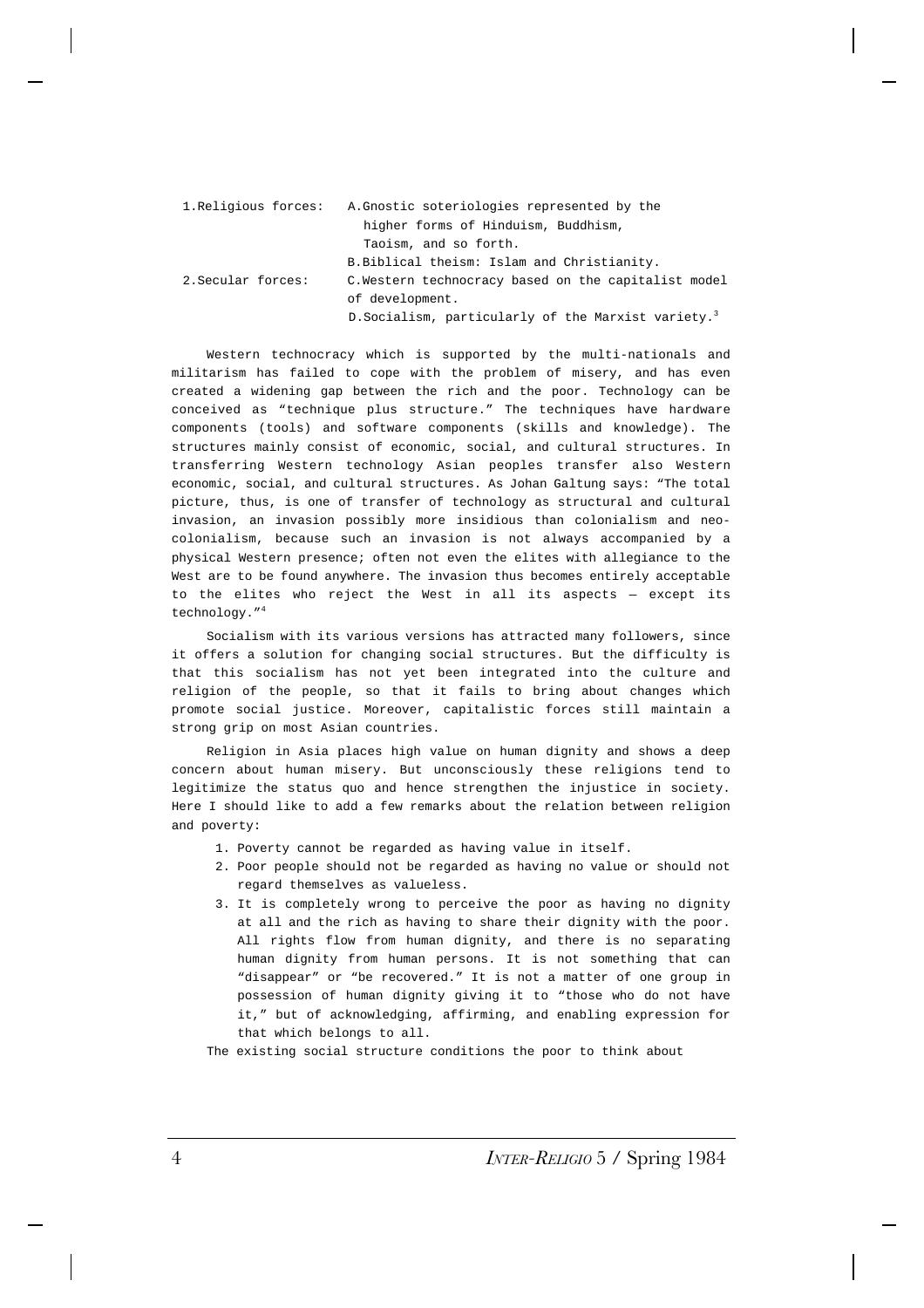| | |
|---|---|
| 1. Religious forces: | A. Gnostic soteriologies represented by the higher forms of Hinduism, Buddhism, Taoism, and so forth. |
| | B. Biblical theism: Islam and Christianity. |
| 2. Secular forces: | C. Western technocracy based on the capitalist model of development. |
| | D. Socialism, particularly of the Marxist variety.[3] |

Western technocracy which is supported by the multi-nationals and militarism has failed to cope with the problem of misery, and has even created a widening gap between the rich and the poor. Technology can be conceived as "technique plus structure." The techniques have hardware components (tools) and software components (skills and knowledge). The structures mainly consist of economic, social, and cultural structures. In transferring Western technology Asian peoples transfer also Western economic, social, and cultural structures. As Johan Galtung says: "The total picture, thus, is one of transfer of technology as structural and cultural invasion, an invasion possibly more insidious than colonialism and neo-colonialism, because such an invasion is not always accompanied by a physical Western presence; often not even the elites with allegiance to the West are to be found anywhere. The invasion thus becomes entirely acceptable to the elites who reject the West in all its aspects — except its technology."[4]

Socialism with its various versions has attracted many followers, since it offers a solution for changing social structures. But the difficulty is that this socialism has not yet been integrated into the culture and religion of the people, so that it fails to bring about changes which promote social justice. Moreover, capitalistic forces still maintain a strong grip on most Asian countries.

Religion in Asia places high value on human dignity and shows a deep concern about human misery. But unconsciously these religions tend to legitimize the status quo and hence strengthen the injustice in society. Here I should like to add a few remarks about the relation between religion and poverty:

1. Poverty cannot be regarded as having value in itself.
2. Poor people should not be regarded as having no value or should not regard themselves as valueless.
3. It is completely wrong to perceive the poor as having no dignity at all and the rich as having to share their dignity with the poor. All rights flow from human dignity, and there is no separating human dignity from human persons. It is not something that can "disappear" or "be recovered." It is not a matter of one group in possession of human dignity giving it to "those who do not have it," but of acknowledging, affirming, and enabling expression for that which belongs to all.

The existing social structure conditions the poor to think about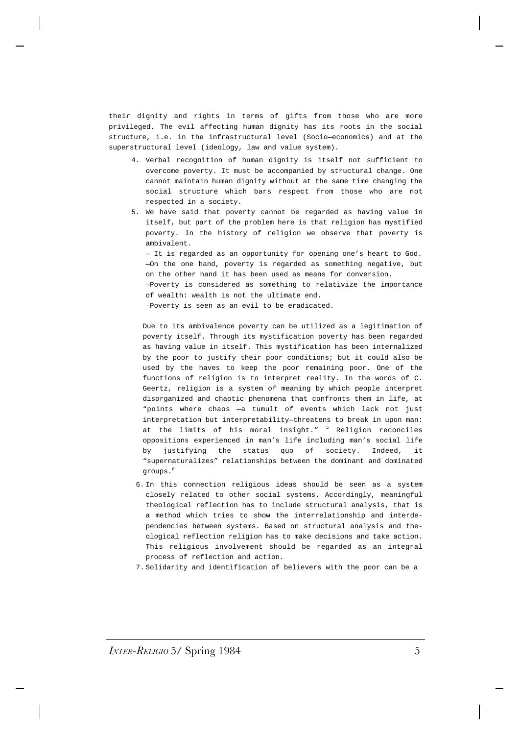their dignity and rights in terms of gifts from those who are more privileged. The evil affecting human dignity has its roots in the social structure, i.e. in the infrastructural level (Socio—economics) and at the superstructural level (ideology, law and value system).

4. Verbal recognition of human dignity is itself not sufficient to overcome poverty. It must be accompanied by structural change. One cannot maintain human dignity without at the same time changing the social structure which bars respect from those who are not respected in a society.

5. We have said that poverty cannot be regarded as having value in itself, but part of the problem here is that religion has mystified poverty. In the history of religion we observe that poverty is ambivalent.

   — It is regarded as an opportunity for opening one's heart to God.
   —On the one hand, poverty is regarded as something negative, but on the other hand it has been used as means for conversion.
   —Poverty is considered as something to relativize the importance of wealth: wealth is not the ultimate end.
   —Poverty is seen as an evil to be eradicated.

   Due to its ambivalence poverty can be utilized as a legitimation of poverty itself. Through its mystification poverty has been regarded as having value in itself. This mystification has been internalized by the poor to justify their poor conditions; but it could also be used by the haves to keep the poor remaining poor. One of the functions of religion is to interpret reality. In the words of C. Geertz, religion is a system of meaning by which people interpret disorganized and chaotic phenomena that confronts them in life, at "points where chaos —a tumult of events which lack not just interpretation but interpretability—threatens to break in upon man: at the limits of his moral insight." [5] Religion reconciles oppositions experienced in man's life including man's social life by justifying the status quo of society. Indeed, it "supernaturalizes" relationships between the dominant and dominated groups.[6]

6. In this connection religious ideas should be seen as a system closely related to other social systems. Accordingly, meaningful theological reflection has to include structural analysis, that is a method which tries to show the interrelationship and interdependencies between systems. Based on structural analysis and theological reflection religion has to make decisions and take action. This religious involvement should be regarded as an integral process of reflection and action.

7. Solidarity and identification of believers with the poor can be a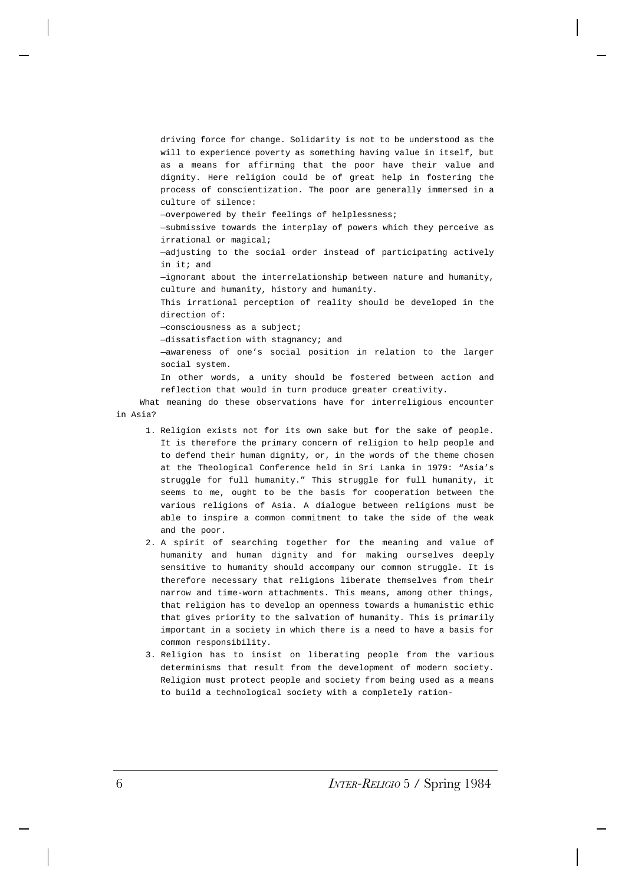driving force for change. Solidarity is not to be understood as the will to experience poverty as something having value in itself, but as a means for affirming that the poor have their value and dignity. Here religion could be of great help in fostering the process of conscientization. The poor are generally immersed in a culture of silence:

—overpowered by their feelings of helplessness;

—submissive towards the interplay of powers which they perceive as irrational or magical;

—adjusting to the social order instead of participating actively in it; and

—ignorant about the interrelationship between nature and humanity, culture and humanity, history and humanity.

This irrational perception of reality should be developed in the direction of:

—consciousness as a subject;

—dissatisfaction with stagnancy; and

—awareness of one's social position in relation to the larger social system.

In other words, a unity should be fostered between action and reflection that would in turn produce greater creativity.

What meaning do these observations have for interreligious encounter in Asia?

1. Religion exists not for its own sake but for the sake of people. It is therefore the primary concern of religion to help people and to defend their human dignity, or, in the words of the theme chosen at the Theological Conference held in Sri Lanka in 1979: "Asia's struggle for full humanity." This struggle for full humanity, it seems to me, ought to be the basis for cooperation between the various religions of Asia. A dialogue between religions must be able to inspire a common commitment to take the side of the weak and the poor.
2. A spirit of searching together for the meaning and value of humanity and human dignity and for making ourselves deeply sensitive to humanity should accompany our common struggle. It is therefore necessary that religions liberate themselves from their narrow and time-worn attachments. This means, among other things, that religion has to develop an openness towards a humanistic ethic that gives priority to the salvation of humanity. This is primarily important in a society in which there is a need to have a basis for common responsibility.
3. Religion has to insist on liberating people from the various determinisms that result from the development of modern society. Religion must protect people and society from being used as a means to build a technological society with a completely ration-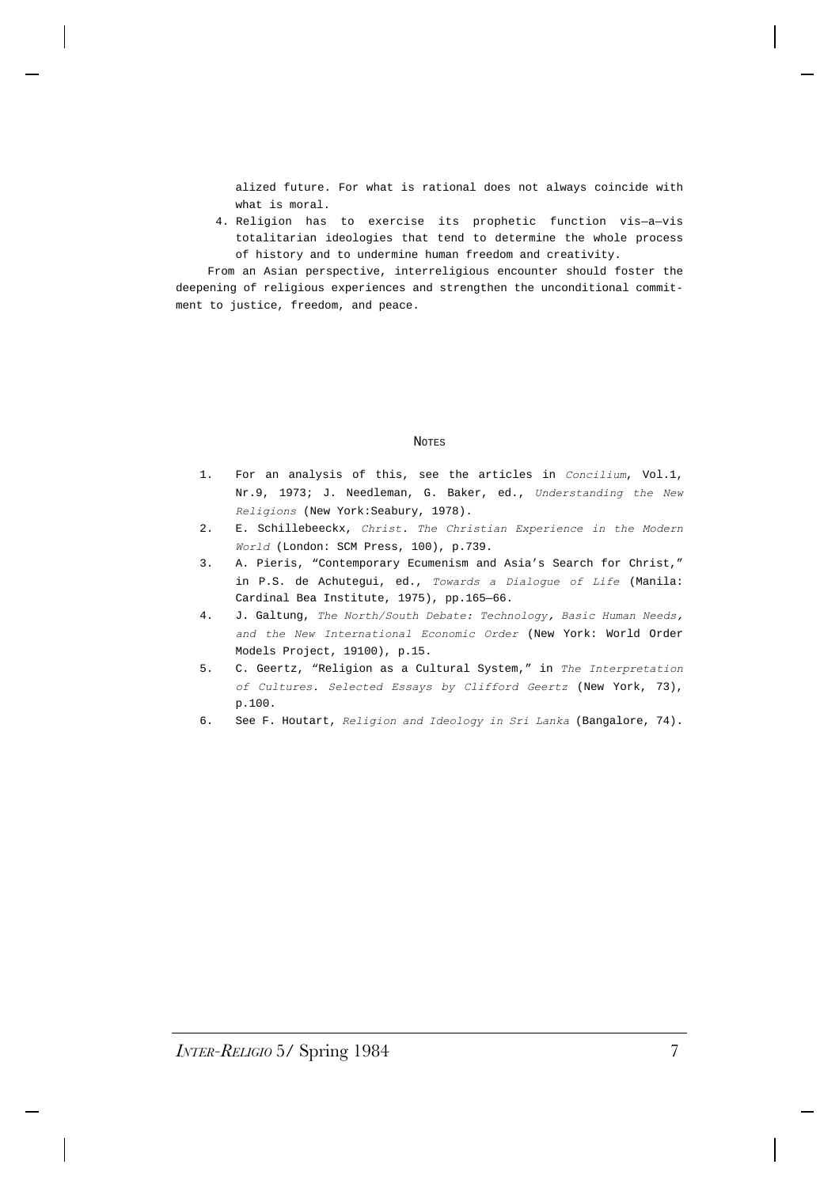alized future. For what is rational does not always coincide with what is moral.

4. Religion has to exercise its prophetic function vis—a—vis totalitarian ideologies that tend to determine the whole process of history and to undermine human freedom and creativity.

From an Asian perspective, interreligious encounter should foster the deepening of religious experiences and strengthen the unconditional commitment to justice, freedom, and peace.

## Notes

1. For an analysis of this, see the articles in *Concilium*, Vol.1, Nr.9, 1973; J. Needleman, G. Baker, ed., *Understanding the New Religions* (New York:Seabury, 1978).
2. E. Schillebeeckx, *Christ. The Christian Experience in the Modern World* (London: SCM Press, 100), p.739.
3. A. Pieris, "Contemporary Ecumenism and Asia's Search for Christ," in P.S. de Achutegui, ed., *Towards a Dialogue of Life* (Manila: Cardinal Bea Institute, 1975), pp.165—66.
4. J. Galtung, *The North/South Debate: Technology, Basic Human Needs, and the New International Economic Order* (New York: World Order Models Project, 19100), p.15.
5. C. Geertz, "Religion as a Cultural System," in *The Interpretation of Cultures. Selected Essays by Clifford Geertz* (New York, 73), p.100.
6. See F. Houtart, *Religion and Ideology in Sri Lanka* (Bangalore, 74).